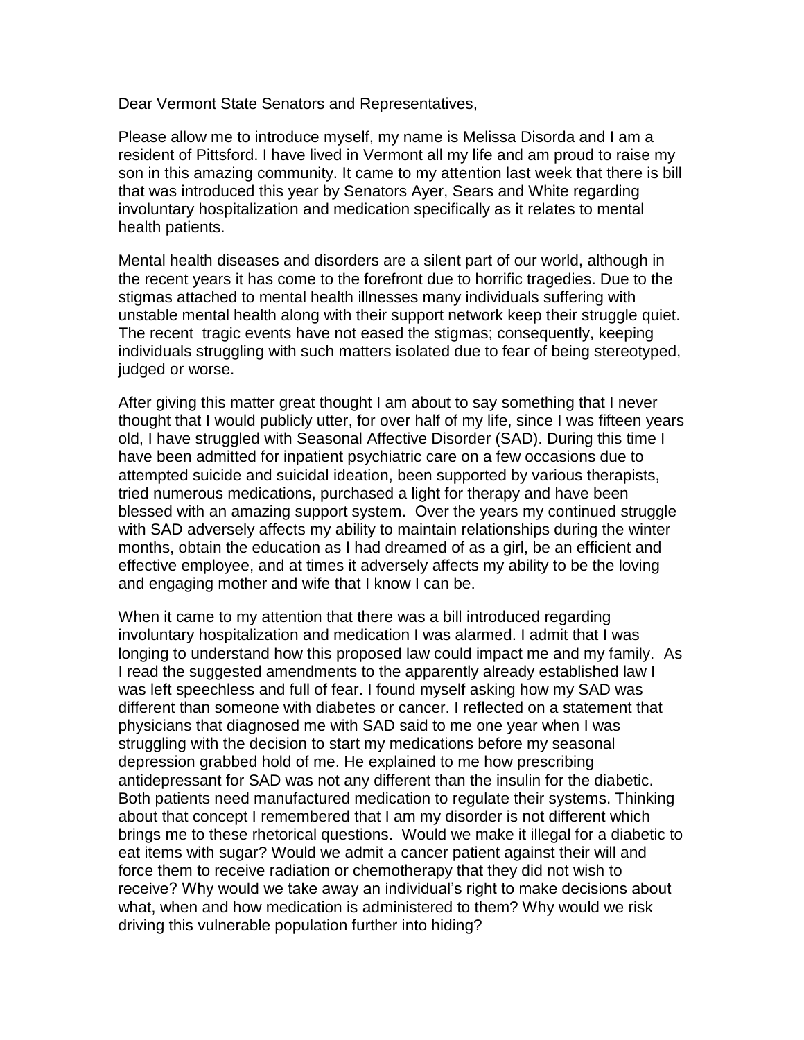Dear Vermont State Senators and Representatives,

Please allow me to introduce myself, my name is Melissa Disorda and I am a resident of Pittsford. I have lived in Vermont all my life and am proud to raise my son in this amazing community. It came to my attention last week that there is bill that was introduced this year by Senators Ayer, Sears and White regarding involuntary hospitalization and medication specifically as it relates to mental health patients.

Mental health diseases and disorders are a silent part of our world, although in the recent years it has come to the forefront due to horrific tragedies. Due to the stigmas attached to mental health illnesses many individuals suffering with unstable mental health along with their support network keep their struggle quiet. The recent tragic events have not eased the stigmas; consequently, keeping individuals struggling with such matters isolated due to fear of being stereotyped, judged or worse.

After giving this matter great thought I am about to say something that I never thought that I would publicly utter, for over half of my life, since I was fifteen years old, I have struggled with Seasonal Affective Disorder (SAD). During this time I have been admitted for inpatient psychiatric care on a few occasions due to attempted suicide and suicidal ideation, been supported by various therapists, tried numerous medications, purchased a light for therapy and have been blessed with an amazing support system. Over the years my continued struggle with SAD adversely affects my ability to maintain relationships during the winter months, obtain the education as I had dreamed of as a girl, be an efficient and effective employee, and at times it adversely affects my ability to be the loving and engaging mother and wife that I know I can be.

When it came to my attention that there was a bill introduced regarding involuntary hospitalization and medication I was alarmed. I admit that I was longing to understand how this proposed law could impact me and my family. As I read the suggested amendments to the apparently already established law I was left speechless and full of fear. I found myself asking how my SAD was different than someone with diabetes or cancer. I reflected on a statement that physicians that diagnosed me with SAD said to me one year when I was struggling with the decision to start my medications before my seasonal depression grabbed hold of me. He explained to me how prescribing antidepressant for SAD was not any different than the insulin for the diabetic. Both patients need manufactured medication to regulate their systems. Thinking about that concept I remembered that I am my disorder is not different which brings me to these rhetorical questions. Would we make it illegal for a diabetic to eat items with sugar? Would we admit a cancer patient against their will and force them to receive radiation or chemotherapy that they did not wish to receive? Why would we take away an individual's right to make decisions about what, when and how medication is administered to them? Why would we risk driving this vulnerable population further into hiding?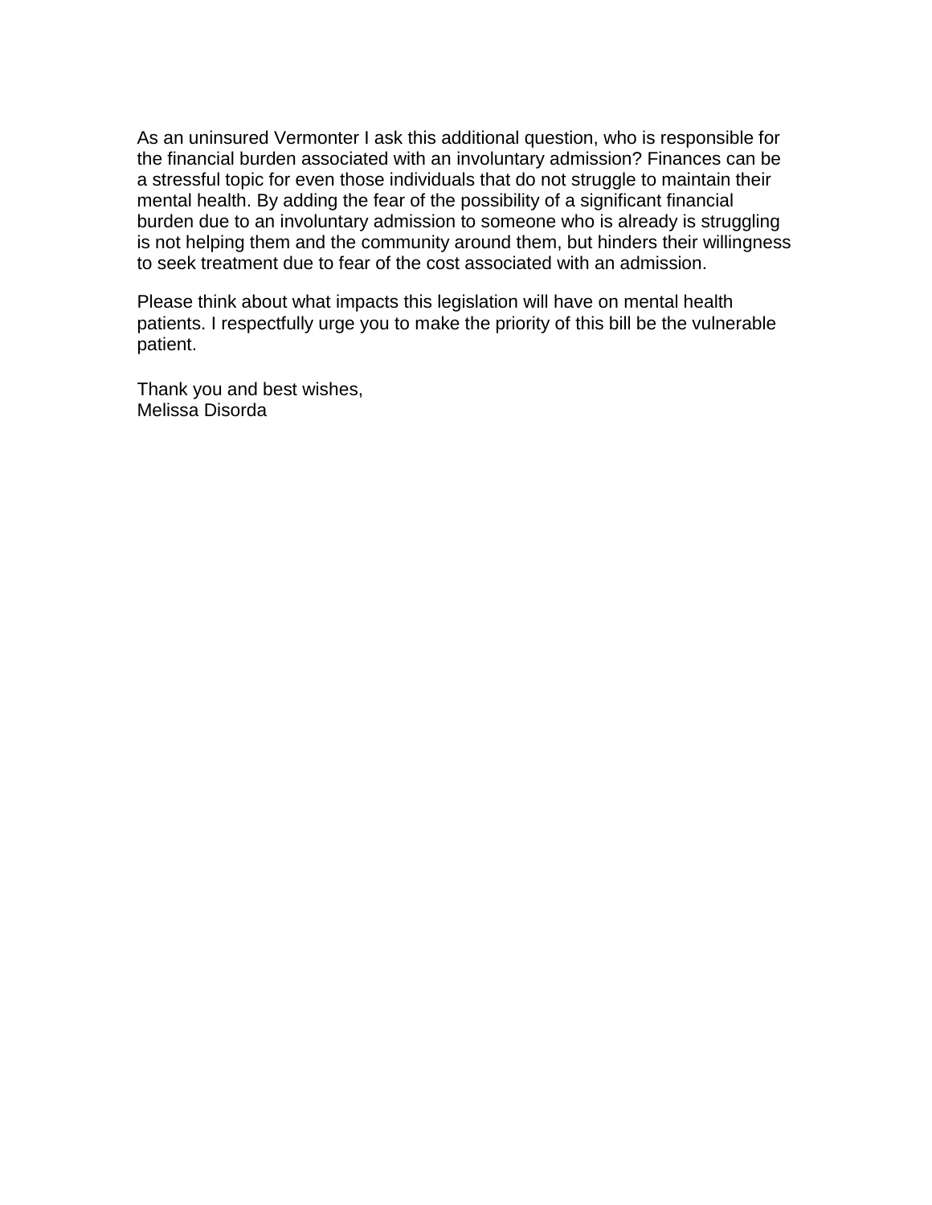As an uninsured Vermonter I ask this additional question, who is responsible for the financial burden associated with an involuntary admission? Finances can be a stressful topic for even those individuals that do not struggle to maintain their mental health. By adding the fear of the possibility of a significant financial burden due to an involuntary admission to someone who is already is struggling is not helping them and the community around them, but hinders their willingness to seek treatment due to fear of the cost associated with an admission.

Please think about what impacts this legislation will have on mental health patients. I respectfully urge you to make the priority of this bill be the vulnerable patient.

Thank you and best wishes,
Melissa Disorda